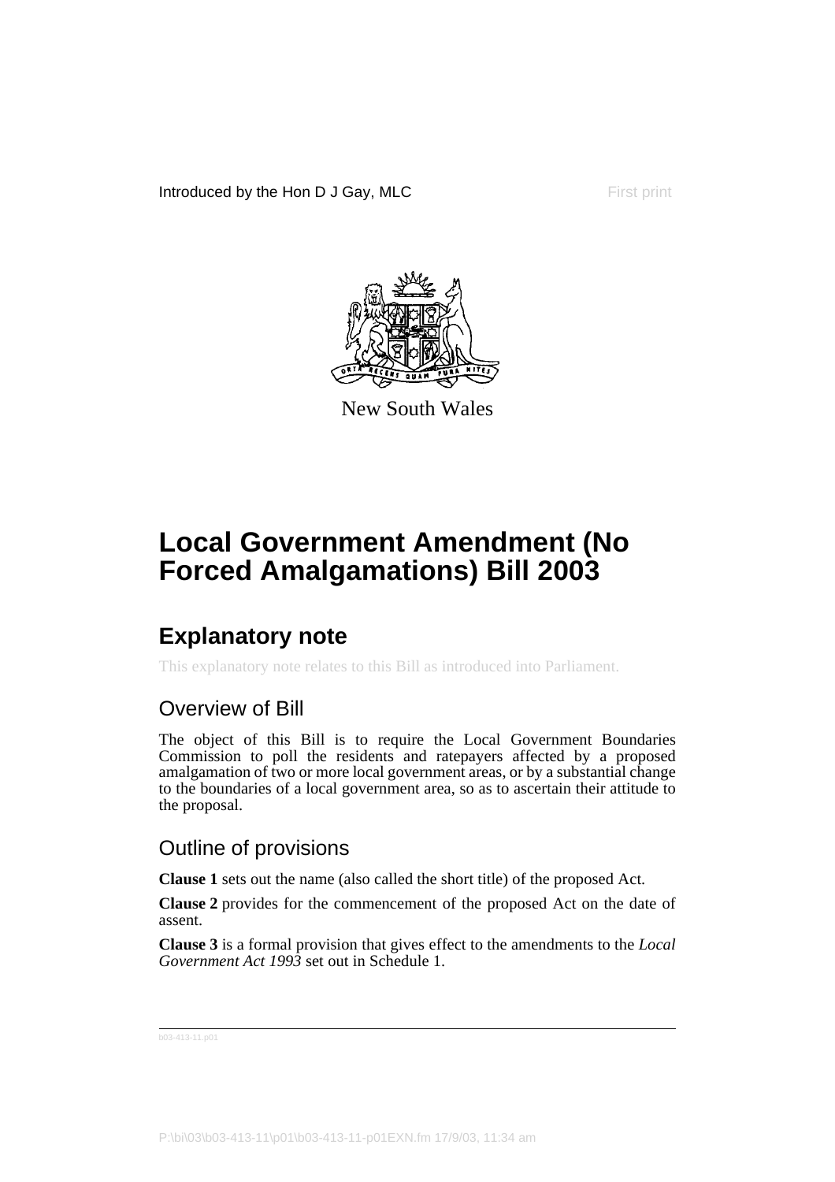Introduced by the Hon D J Gay, MLC First print

New South Wales

# Local Government Amendment (No Forced Amalgamations) Bill 2003

## Explanatory note

This explanatory note relates to this Bill as introduced into Parliament.

### Overview of Bill

The object of this Bill is to require the Local Government Boundaries Commission to poll the residents and ratepayers affected by a proposed amalgamation of two or more local government areas, or by a substantial change to the boundaries of a local government area, so as to ascertain their attitude to the proposal.

### Outline of provisions

**Clause 1** sets out the name (also called the short title) of the proposed Act.

**Clause 2** provides for the commencement of the proposed Act on the date of assent.

**Clause 3** is a formal provision that gives effect to the amendments to the *Local Government Act 1993* set out in Schedule 1.

b03-413-11.p01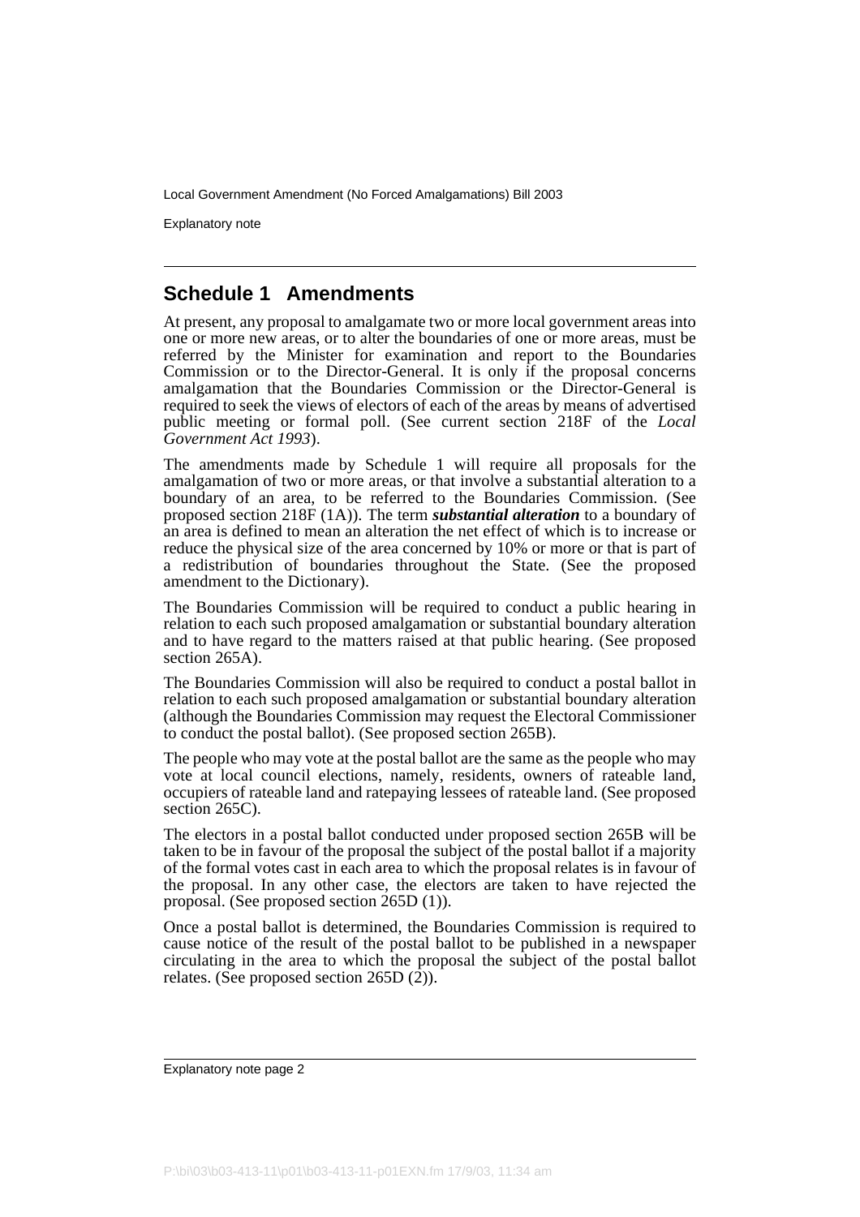## Schedule 1 Amendments

At present, any proposal to amalgamate two or more local government areas into one or more new areas, or to alter the boundaries of one or more areas, must be referred by the Minister for examination and report to the Boundaries Commission or to the Director-General. It is only if the proposal concerns amalgamation that the Boundaries Commission or the Director-General is required to seek the views of electors of each of the areas by means of advertised public meeting or formal poll. (See current section 218F of the *Local Government Act 1993*).

The amendments made by Schedule 1 will require all proposals for the amalgamation of two or more areas, or that involve a substantial alteration to a boundary of an area, to be referred to the Boundaries Commission. (See proposed section 218F (1A)). The term ***substantial alteration*** to a boundary of an area is defined to mean an alteration the net effect of which is to increase or reduce the physical size of the area concerned by 10% or more or that is part of a redistribution of boundaries throughout the State. (See the proposed amendment to the Dictionary).

The Boundaries Commission will be required to conduct a public hearing in relation to each such proposed amalgamation or substantial boundary alteration and to have regard to the matters raised at that public hearing. (See proposed section 265A).

The Boundaries Commission will also be required to conduct a postal ballot in relation to each such proposed amalgamation or substantial boundary alteration (although the Boundaries Commission may request the Electoral Commissioner to conduct the postal ballot). (See proposed section 265B).

The people who may vote at the postal ballot are the same as the people who may vote at local council elections, namely, residents, owners of rateable land, occupiers of rateable land and ratepaying lessees of rateable land. (See proposed section 265C).

The electors in a postal ballot conducted under proposed section 265B will be taken to be in favour of the proposal the subject of the postal ballot if a majority of the formal votes cast in each area to which the proposal relates is in favour of the proposal. In any other case, the electors are taken to have rejected the proposal. (See proposed section 265D (1)).

Once a postal ballot is determined, the Boundaries Commission is required to cause notice of the result of the postal ballot to be published in a newspaper circulating in the area to which the proposal the subject of the postal ballot relates. (See proposed section 265D (2)).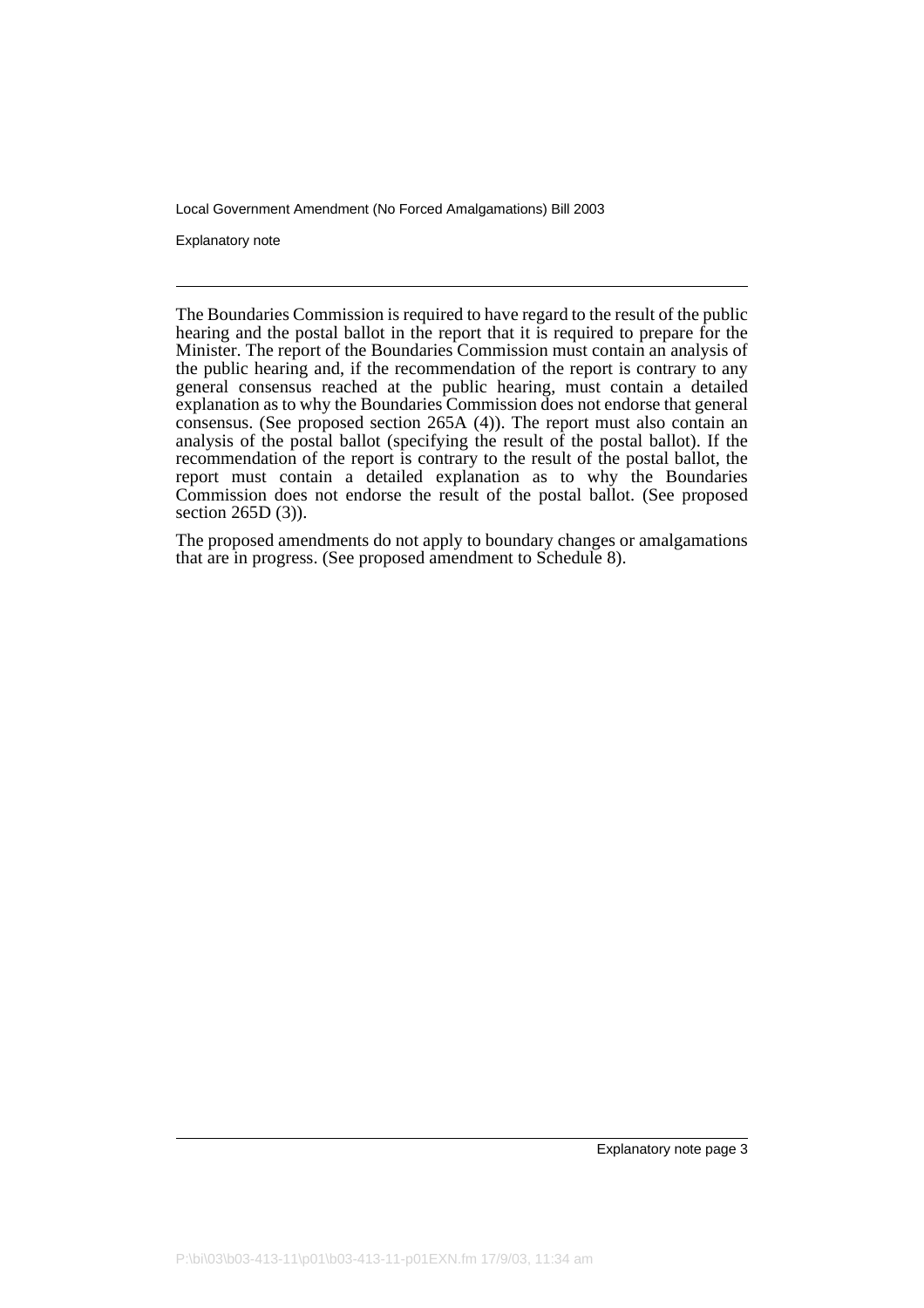The Boundaries Commission is required to have regard to the result of the public hearing and the postal ballot in the report that it is required to prepare for the Minister. The report of the Boundaries Commission must contain an analysis of the public hearing and, if the recommendation of the report is contrary to any general consensus reached at the public hearing, must contain a detailed explanation as to why the Boundaries Commission does not endorse that general consensus. (See proposed section 265A (4)). The report must also contain an analysis of the postal ballot (specifying the result of the postal ballot). If the recommendation of the report is contrary to the result of the postal ballot, the report must contain a detailed explanation as to why the Boundaries Commission does not endorse the result of the postal ballot. (See proposed section 265D (3)).

The proposed amendments do not apply to boundary changes or amalgamations that are in progress. (See proposed amendment to Schedule 8).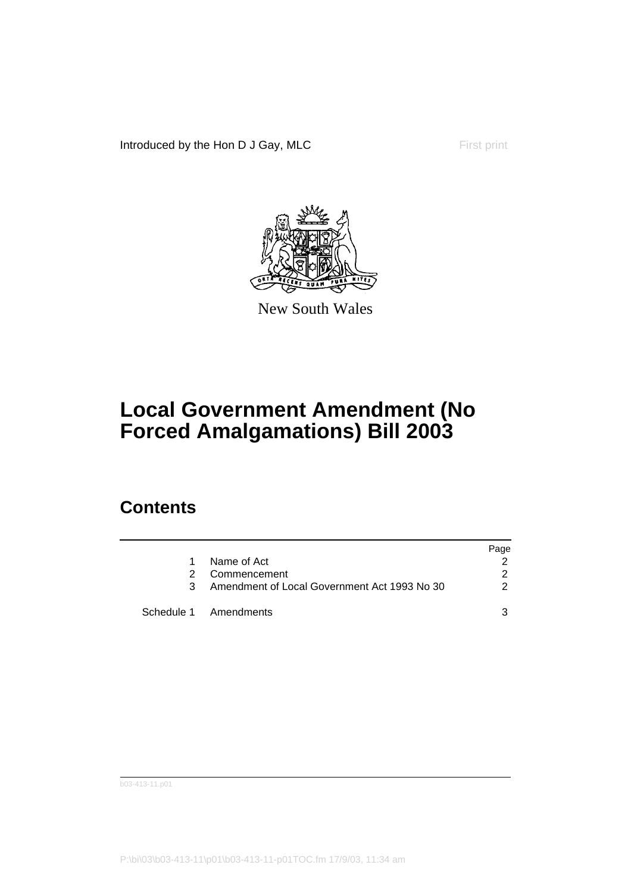Introduced by the Hon D J Gay, MLC First print

New South Wales

# Local Government Amendment (No Forced Amalgamations) Bill 2003

## Contents

| | | Page |
|---|---|---|
| 1 | Name of Act | 2 |
| 2 | Commencement | 2 |
| 3 | Amendment of Local Government Act 1993 No 30 | 2 |
| Schedule 1 | Amendments | 3 |

b03-413-11.p01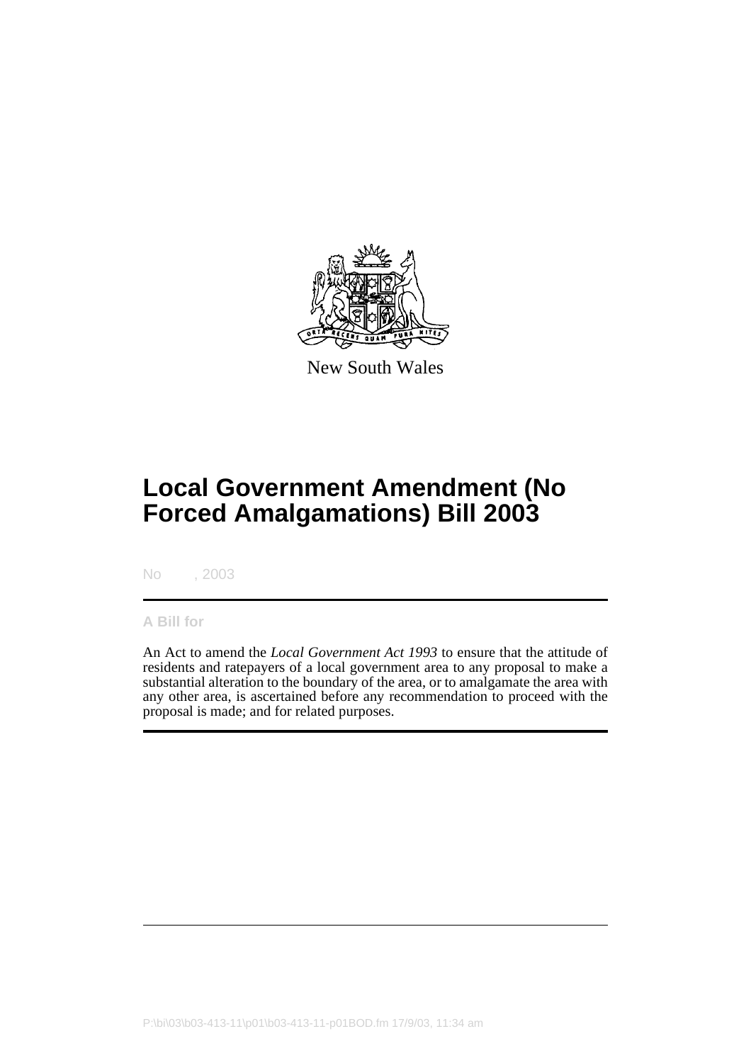New South Wales

# Local Government Amendment (No Forced Amalgamations) Bill 2003

No , 2003

**A Bill for**

An Act to amend the *Local Government Act 1993* to ensure that the attitude of residents and ratepayers of a local government area to any proposal to make a substantial alteration to the boundary of the area, or to amalgamate the area with any other area, is ascertained before any recommendation to proceed with the proposal is made; and for related purposes.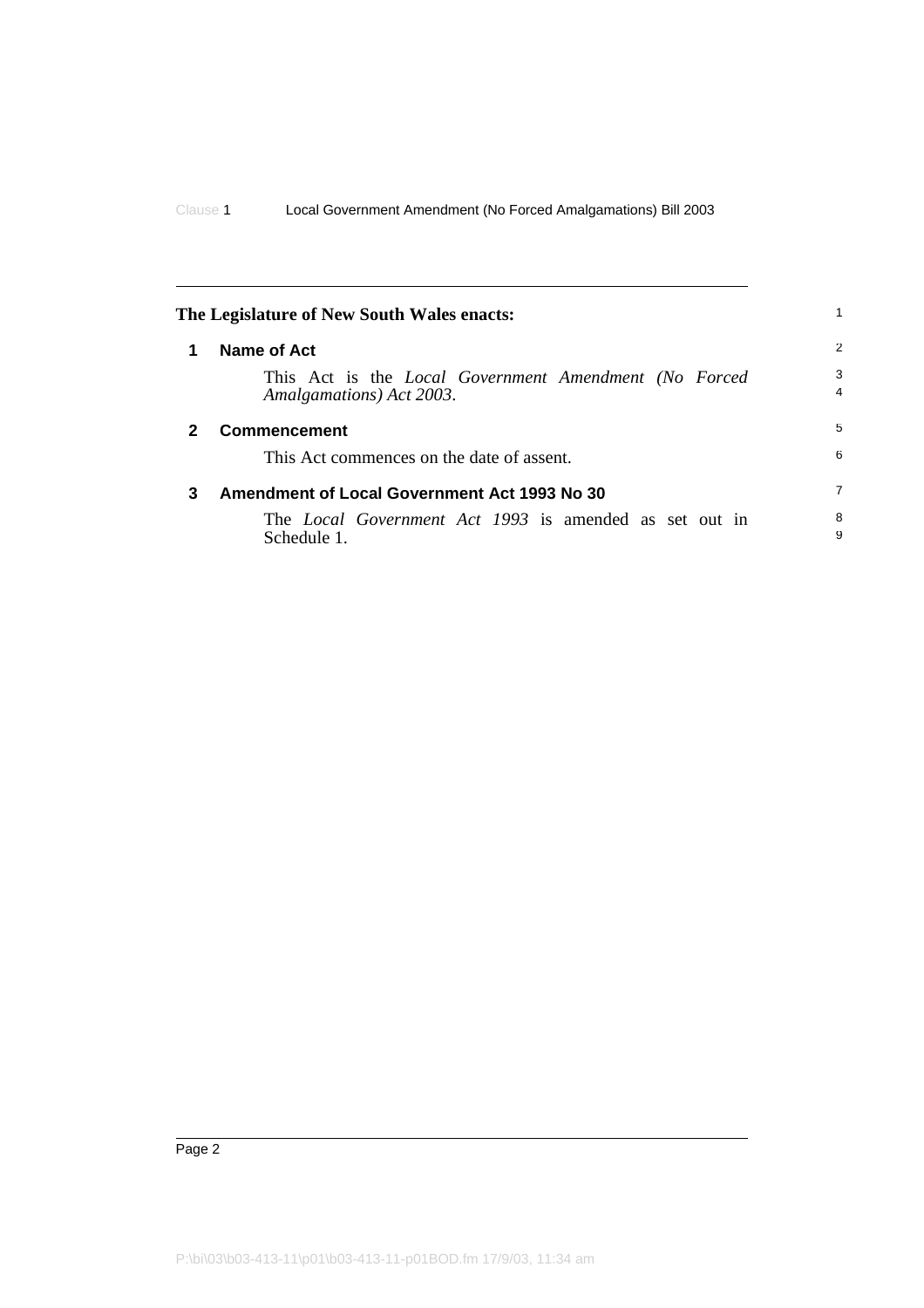**The Legislature of New South Wales enacts:**

## 1 Name of Act

This Act is the *Local Government Amendment (No Forced Amalgamations) Act 2003*.

## 2 Commencement

This Act commences on the date of assent.

## 3 Amendment of Local Government Act 1993 No 30

The *Local Government Act 1993* is amended as set out in Schedule 1.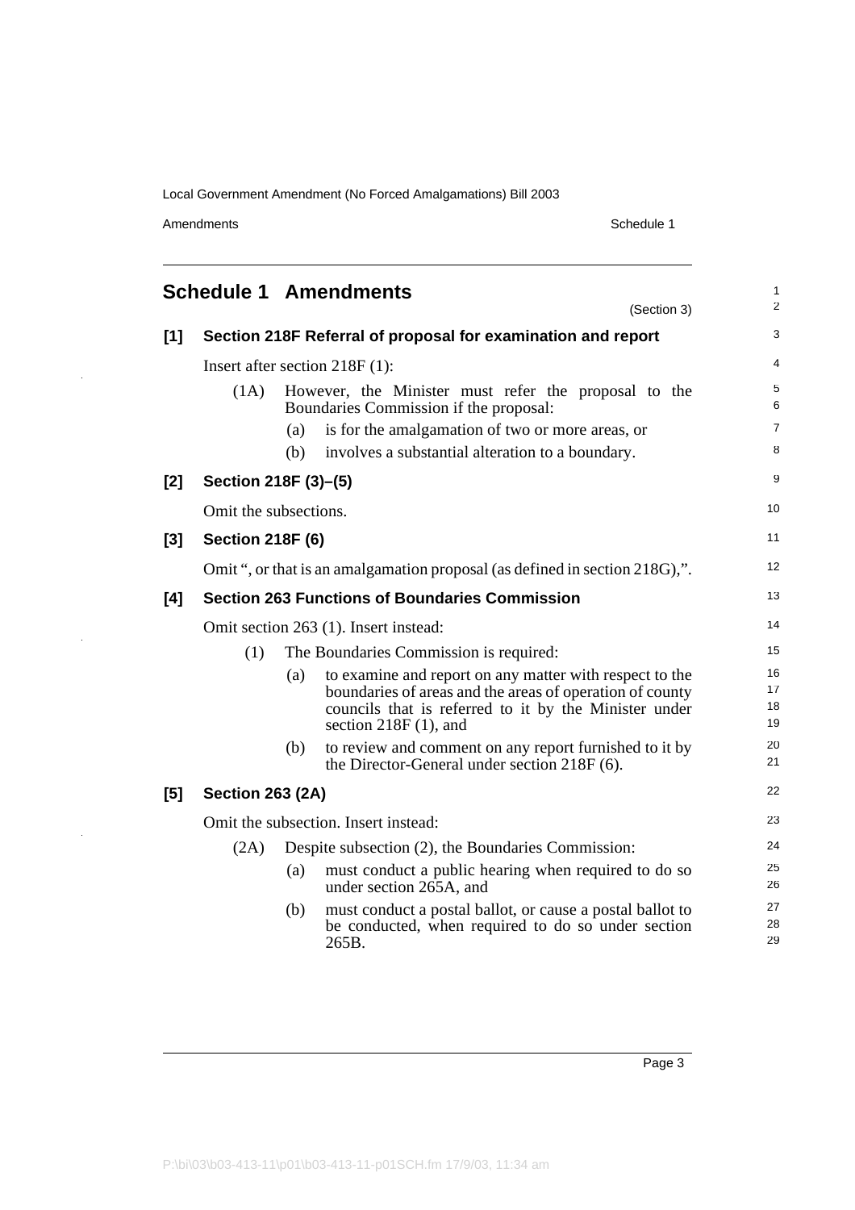## Schedule 1 Amendments

(Section 3)

### [1] Section 218F Referral of proposal for examination and report

Insert after section 218F (1):

(1A) However, the Minister must refer the proposal to the Boundaries Commission if the proposal:

(a) is for the amalgamation of two or more areas, or

(b) involves a substantial alteration to a boundary.

### [2] Section 218F (3)–(5)

Omit the subsections.

### [3] Section 218F (6)

Omit ", or that is an amalgamation proposal (as defined in section 218G),".

### [4] Section 263 Functions of Boundaries Commission

Omit section 263 (1). Insert instead:

(1) The Boundaries Commission is required:

(a) to examine and report on any matter with respect to the boundaries of areas and the areas of operation of county councils that is referred to it by the Minister under section 218F (1), and

(b) to review and comment on any report furnished to it by the Director-General under section 218F (6).

### [5] Section 263 (2A)

Omit the subsection. Insert instead:

(2A) Despite subsection (2), the Boundaries Commission:

(a) must conduct a public hearing when required to do so under section 265A, and

(b) must conduct a postal ballot, or cause a postal ballot to be conducted, when required to do so under section 265B.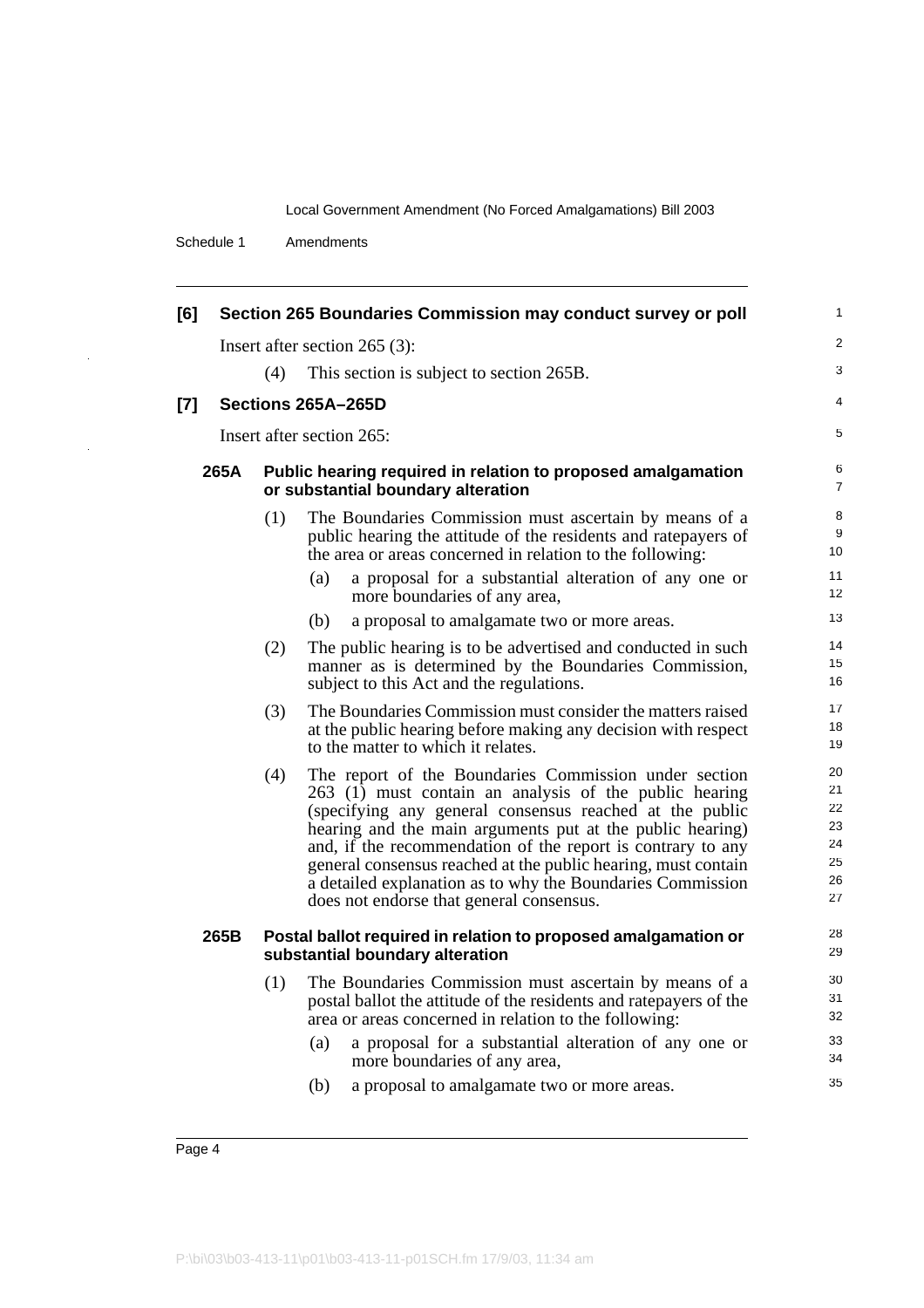**[6] Section 265 Boundaries Commission may conduct survey or poll**

Insert after section 265 (3):

(4) This section is subject to section 265B.

**[7] Sections 265A–265D**

Insert after section 265:

**265A Public hearing required in relation to proposed amalgamation or substantial boundary alteration**

(1) The Boundaries Commission must ascertain by means of a public hearing the attitude of the residents and ratepayers of the area or areas concerned in relation to the following:

(a) a proposal for a substantial alteration of any one or more boundaries of any area,

(b) a proposal to amalgamate two or more areas.

(2) The public hearing is to be advertised and conducted in such manner as is determined by the Boundaries Commission, subject to this Act and the regulations.

(3) The Boundaries Commission must consider the matters raised at the public hearing before making any decision with respect to the matter to which it relates.

(4) The report of the Boundaries Commission under section 263 (1) must contain an analysis of the public hearing (specifying any general consensus reached at the public hearing and the main arguments put at the public hearing) and, if the recommendation of the report is contrary to any general consensus reached at the public hearing, must contain a detailed explanation as to why the Boundaries Commission does not endorse that general consensus.

**265B Postal ballot required in relation to proposed amalgamation or substantial boundary alteration**

(1) The Boundaries Commission must ascertain by means of a postal ballot the attitude of the residents and ratepayers of the area or areas concerned in relation to the following:

(a) a proposal for a substantial alteration of any one or more boundaries of any area,

(b) a proposal to amalgamate two or more areas.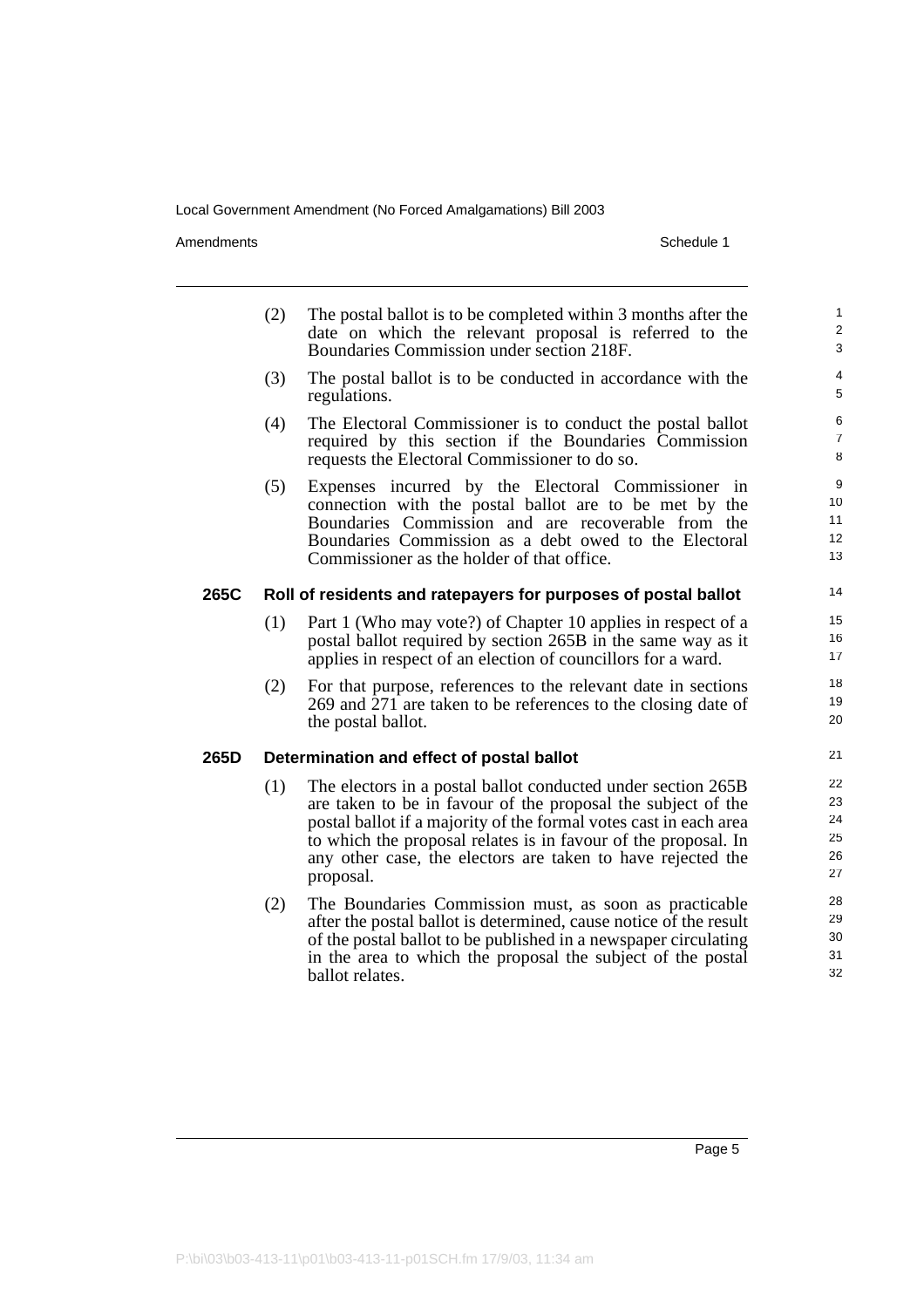(2) The postal ballot is to be completed within 3 months after the date on which the relevant proposal is referred to the Boundaries Commission under section 218F.

(3) The postal ballot is to be conducted in accordance with the regulations.

(4) The Electoral Commissioner is to conduct the postal ballot required by this section if the Boundaries Commission requests the Electoral Commissioner to do so.

(5) Expenses incurred by the Electoral Commissioner in connection with the postal ballot are to be met by the Boundaries Commission and are recoverable from the Boundaries Commission as a debt owed to the Electoral Commissioner as the holder of that office.

### 265C Roll of residents and ratepayers for purposes of postal ballot

(1) Part 1 (Who may vote?) of Chapter 10 applies in respect of a postal ballot required by section 265B in the same way as it applies in respect of an election of councillors for a ward.

(2) For that purpose, references to the relevant date in sections 269 and 271 are taken to be references to the closing date of the postal ballot.

### 265D Determination and effect of postal ballot

(1) The electors in a postal ballot conducted under section 265B are taken to be in favour of the proposal the subject of the postal ballot if a majority of the formal votes cast in each area to which the proposal relates is in favour of the proposal. In any other case, the electors are taken to have rejected the proposal.

(2) The Boundaries Commission must, as soon as practicable after the postal ballot is determined, cause notice of the result of the postal ballot to be published in a newspaper circulating in the area to which the proposal the subject of the postal ballot relates.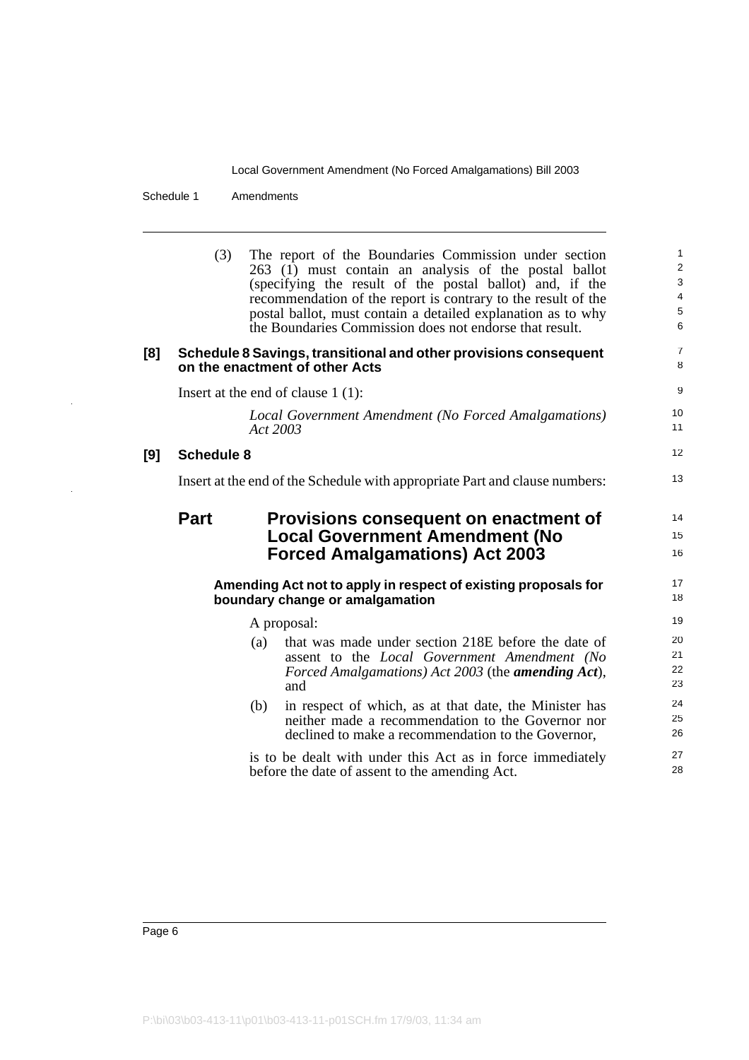(3) The report of the Boundaries Commission under section 263 (1) must contain an analysis of the postal ballot (specifying the result of the postal ballot) and, if the recommendation of the report is contrary to the result of the postal ballot, must contain a detailed explanation as to why the Boundaries Commission does not endorse that result.

**[8] Schedule 8 Savings, transitional and other provisions consequent on the enactment of other Acts**

Insert at the end of clause 1 (1):

*Local Government Amendment (No Forced Amalgamations) Act 2003*

**[9] Schedule 8**

Insert at the end of the Schedule with appropriate Part and clause numbers:

## Part Provisions consequent on enactment of Local Government Amendment (No Forced Amalgamations) Act 2003

**Amending Act not to apply in respect of existing proposals for boundary change or amalgamation**

A proposal:

(a) that was made under section 218E before the date of assent to the *Local Government Amendment (No Forced Amalgamations) Act 2003* (the ***amending Act***), and

(b) in respect of which, as at that date, the Minister has neither made a recommendation to the Governor nor declined to make a recommendation to the Governor,

is to be dealt with under this Act as in force immediately before the date of assent to the amending Act.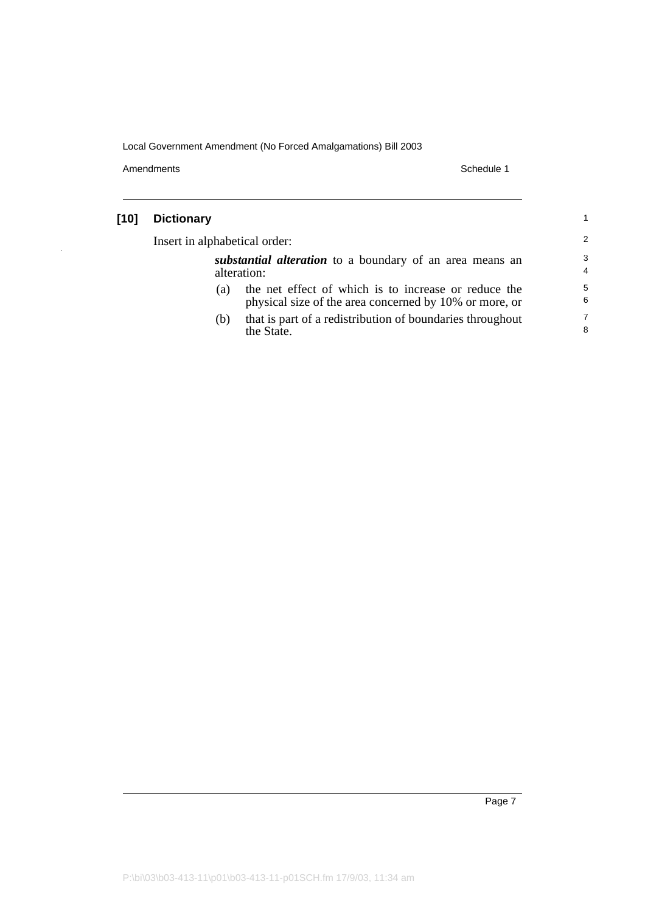## [10] Dictionary

Insert in alphabetical order:

> ***substantial alteration*** to a boundary of an area means an alteration:
>
> (a) the net effect of which is to increase or reduce the physical size of the area concerned by 10% or more, or
>
> (b) that is part of a redistribution of boundaries throughout the State.